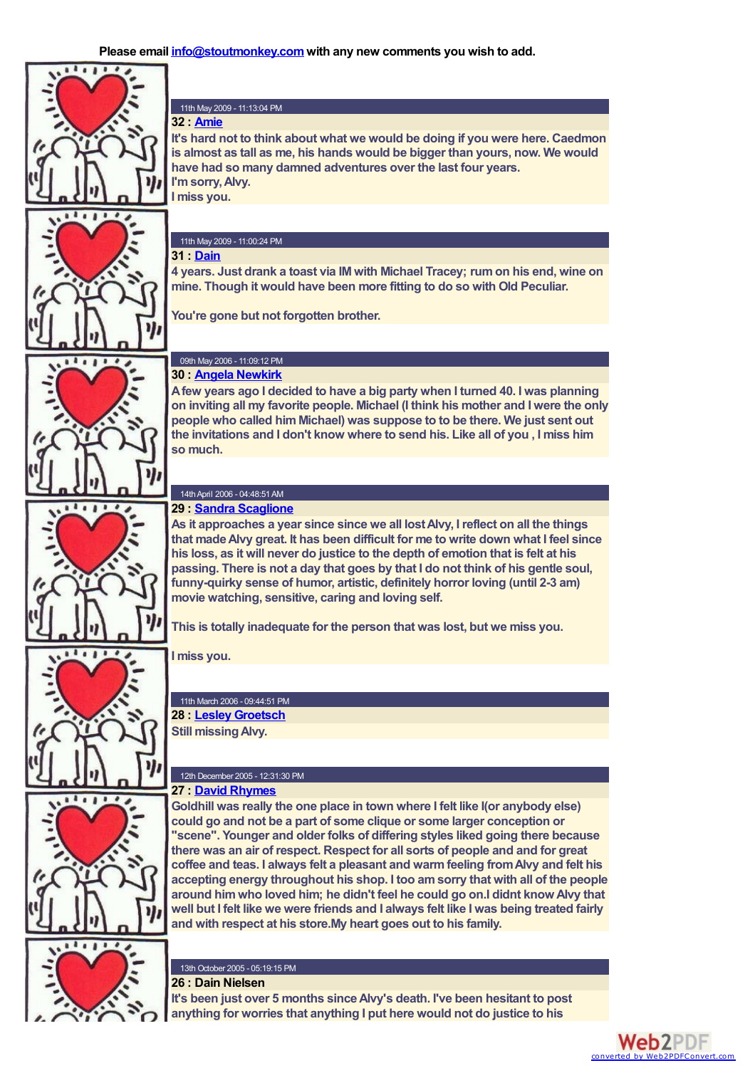Please email [info@stoutmonkey.com](mailto:info@stoutmonkey.com) with any new comments you wish to add.

11th May 2009 - 11:13:04 PM

**32 : [Amie]**

It's hard not to think about what we would be doing if you were here. Caedmon is almost as tall as me, his hands would be bigger than yours, now. We would have had so many damned adventures over the last four years.
I'm sorry, Alvy.
I miss you.

11th May 2009 - 11:00:24 PM

**31 : [Dain]**

4 years. Just drank a toast via IM with Michael Tracey; rum on his end, wine on mine. Though it would have been more fitting to do so with Old Peculiar.

You're gone but not forgotten brother.

09th May 2006 - 11:09:12 PM

**30 : [Angela Newkirk]**

A few years ago I decided to have a big party when I turned 40. I was planning on inviting all my favorite people. Michael (I think his mother and I were the only people who called him Michael) was suppose to to be there. We just sent out the invitations and I don't know where to send his. Like all of you , I miss him so much.

14th April 2006 - 04:48:51 AM

**29 : [Sandra Scaglione]**

As it approaches a year since since we all lost Alvy, I reflect on all the things that made Alvy great. It has been difficult for me to write down what I feel since his loss, as it will never do justice to the depth of emotion that is felt at his passing. There is not a day that goes by that I do not think of his gentle soul, funny-quirky sense of humor, artistic, definitely horror loving (until 2-3 am) movie watching, sensitive, caring and loving self.

This is totally inadequate for the person that was lost, but we miss you.

I miss you.

11th March 2006 - 09:44:51 PM

**28 : [Lesley Groetsch]**

Still missing Alvy.

12th December 2005 - 12:31:30 PM

**27 : [David Rhymes]**

Goldhill was really the one place in town where I felt like I(or anybody else) could go and not be a part of some clique or some larger conception or "scene". Younger and older folks of differing styles liked going there because there was an air of respect. Respect for all sorts of people and and for great coffee and teas. I always felt a pleasant and warm feeling from Alvy and felt his accepting energy throughout his shop. I too am sorry that with all of the people around him who loved him; he didn't feel he could go on.I didnt know Alvy that well but I felt like we were friends and I always felt like I was being treated fairly and with respect at his store.My heart goes out to his family.

13th October 2005 - 05:19:15 PM

**26 : Dain Nielsen**

It's been just over 5 months since Alvy's death. I've been hesitant to post anything for worries that anything I put here would not do justice to his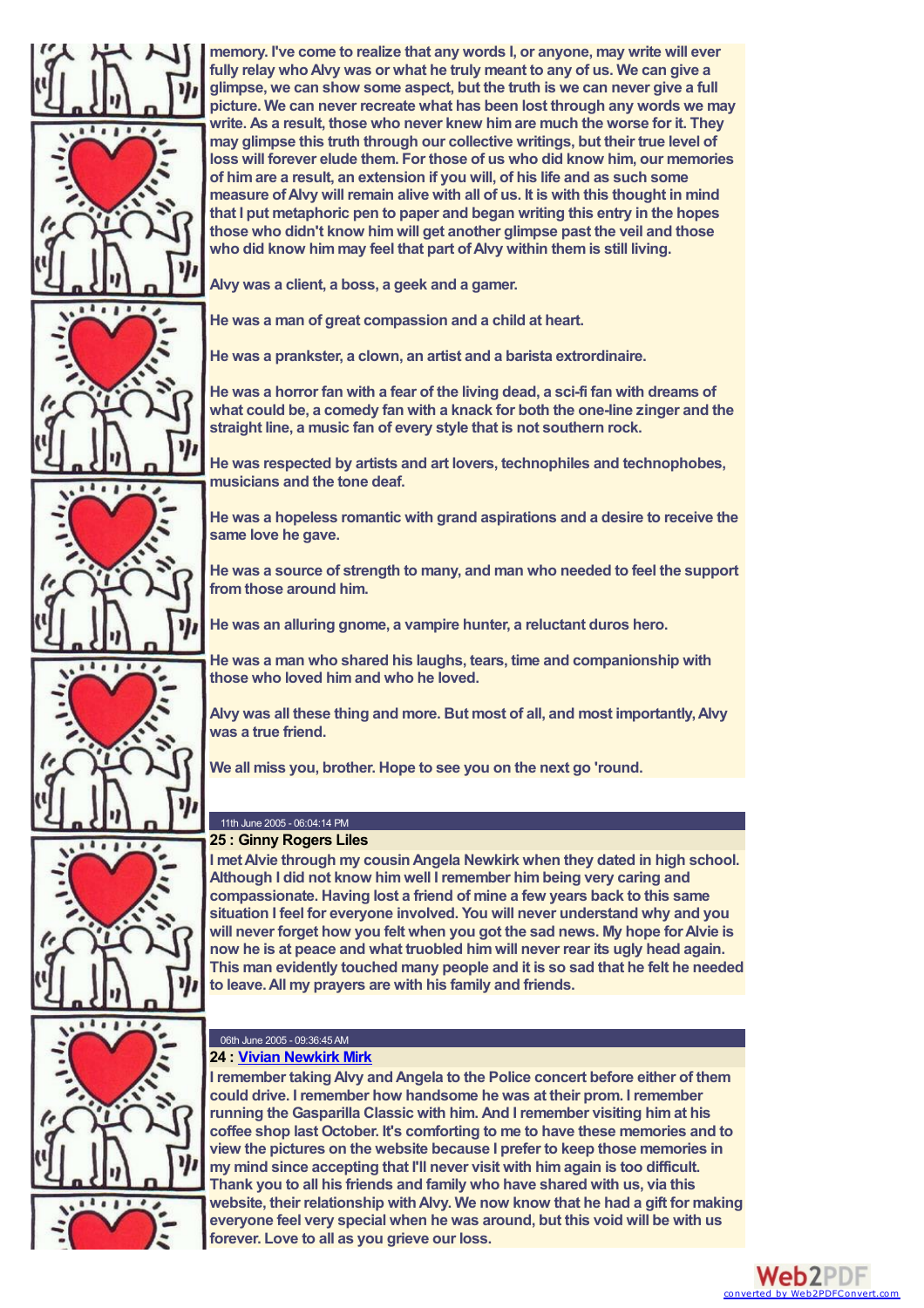memory. I've come to realize that any words I, or anyone, may write will ever fully relay who Alvy was or what he truly meant to any of us. We can give a glimpse, we can show some aspect, but the truth is we can never give a full picture. We can never recreate what has been lost through any words we may write. As a result, those who never knew him are much the worse for it. They may glimpse this truth through our collective writings, but their true level of loss will forever elude them. For those of us who did know him, our memories of him are a result, an extension if you will, of his life and as such some measure of Alvy will remain alive with all of us. It is with this thought in mind that I put metaphoric pen to paper and began writing this entry in the hopes those who didn't know him will get another glimpse past the veil and those who did know him may feel that part of Alvy within them is still living.

Alvy was a client, a boss, a geek and a gamer.

He was a man of great compassion and a child at heart.

He was a prankster, a clown, an artist and a barista extrordinaire.

He was a horror fan with a fear of the living dead, a sci-fi fan with dreams of what could be, a comedy fan with a knack for both the one-line zinger and the straight line, a music fan of every style that is not southern rock.

He was respected by artists and art lovers, technophiles and technophobes, musicians and the tone deaf.

He was a hopeless romantic with grand aspirations and a desire to receive the same love he gave.

He was a source of strength to many, and man who needed to feel the support from those around him.

He was an alluring gnome, a vampire hunter, a reluctant duros hero.

He was a man who shared his laughs, tears, time and companionship with those who loved him and who he loved.

Alvy was all these thing and more. But most of all, and most importantly, Alvy was a true friend.

We all miss you, brother. Hope to see you on the next go 'round.

11th June 2005 - 06:04:14 PM

**25 : Ginny Rogers Liles**

I met Alvie through my cousin Angela Newkirk when they dated in high school. Although I did not know him well I remember him being very caring and compassionate. Having lost a friend of mine a few years back to this same situation I feel for everyone involved. You will never understand why and you will never forget how you felt when you got the sad news. My hope for Alvie is now he is at peace and what truobled him will never rear its ugly head again. This man evidently touched many people and it is so sad that he felt he needed to leave. All my prayers are with his family and friends.

06th June 2005 - 09:36:45 AM

**24 : Vivian Newkirk Mirk**

I remember taking Alvy and Angela to the Police concert before either of them could drive. I remember how handsome he was at their prom. I remember running the Gasparilla Classic with him. And I remember visiting him at his coffee shop last October. It's comforting to me to have these memories and to view the pictures on the website because I prefer to keep those memories in my mind since accepting that I'll never visit with him again is too difficult. Thank you to all his friends and family who have shared with us, via this website, their relationship with Alvy. We now know that he had a gift for making everyone feel very special when he was around, but this void will be with us forever. Love to all as you grieve our loss.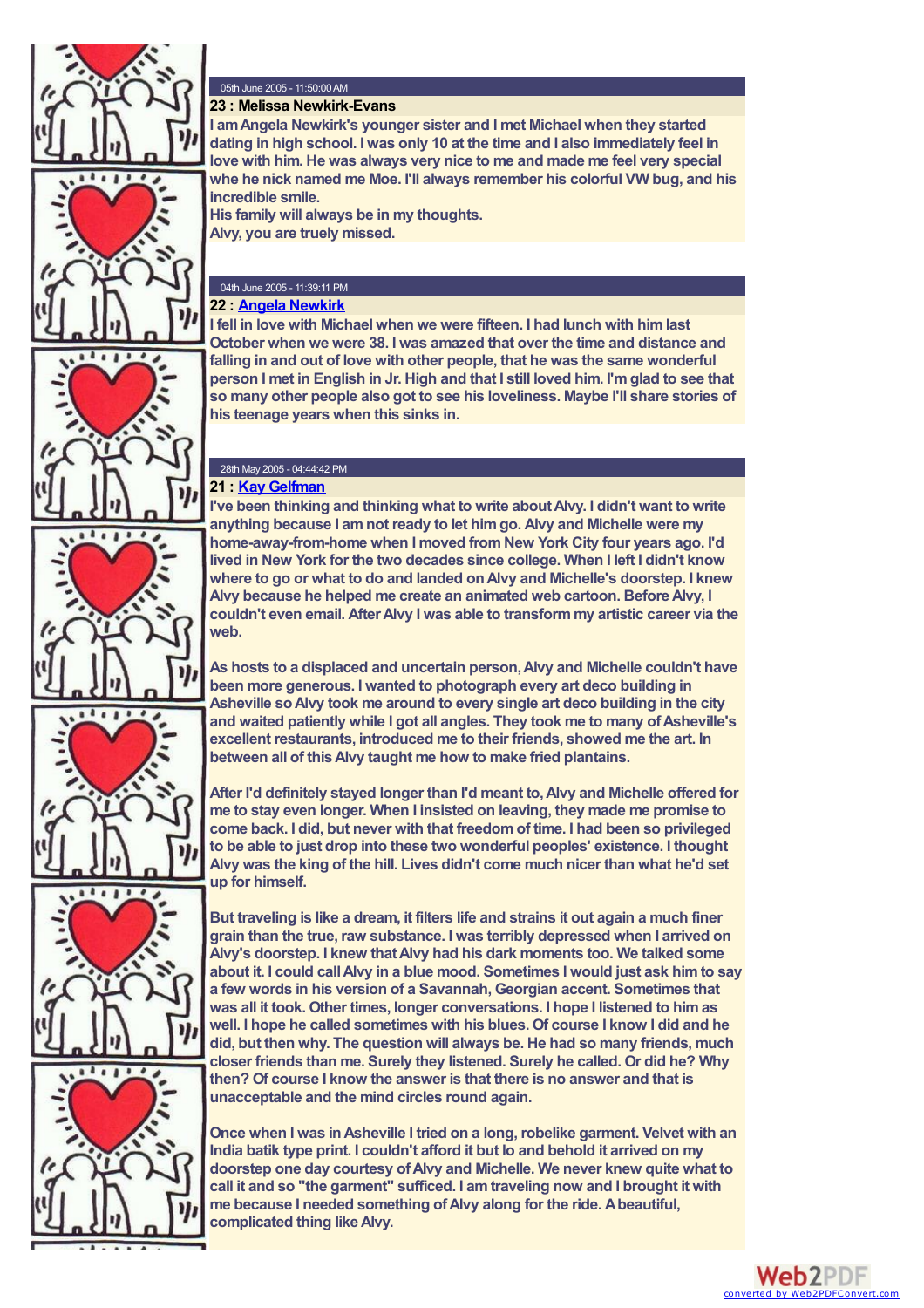05th June 2005 - 11:50:00 AM

**23 : Melissa Newkirk-Evans**

I am Angela Newkirk's younger sister and I met Michael when they started dating in high school. I was only 10 at the time and I also immediately feel in love with him. He was always very nice to me and made me feel very special whe he nick named me Moe. I'll always remember his colorful VW bug, and his incredible smile.
His family will always be in my thoughts.
Alvy, you are truely missed.

04th June 2005 - 11:39:11 PM

**22 : Angela Newkirk**

I fell in love with Michael when we were fifteen. I had lunch with him last October when we were 38. I was amazed that over the time and distance and falling in and out of love with other people, that he was the same wonderful person I met in English in Jr. High and that I still loved him. I'm glad to see that so many other people also got to see his loveliness. Maybe I'll share stories of his teenage years when this sinks in.

28th May 2005 - 04:44:42 PM

**21 : Kay Gelfman**

I've been thinking and thinking what to write about Alvy. I didn't want to write anything because I am not ready to let him go. Alvy and Michelle were my home-away-from-home when I moved from New York City four years ago. I'd lived in New York for the two decades since college. When I left I didn't know where to go or what to do and landed on Alvy and Michelle's doorstep. I knew Alvy because he helped me create an animated web cartoon. Before Alvy, I couldn't even email. After Alvy I was able to transform my artistic career via the web.

As hosts to a displaced and uncertain person, Alvy and Michelle couldn't have been more generous. I wanted to photograph every art deco building in Asheville so Alvy took me around to every single art deco building in the city and waited patiently while I got all angles. They took me to many of Asheville's excellent restaurants, introduced me to their friends, showed me the art. In between all of this Alvy taught me how to make fried plantains.

After I'd definitely stayed longer than I'd meant to, Alvy and Michelle offered for me to stay even longer. When I insisted on leaving, they made me promise to come back. I did, but never with that freedom of time. I had been so privileged to be able to just drop into these two wonderful peoples' existence. I thought Alvy was the king of the hill. Lives didn't come much nicer than what he'd set up for himself.

But traveling is like a dream, it filters life and strains it out again a much finer grain than the true, raw substance. I was terribly depressed when I arrived on Alvy's doorstep. I knew that Alvy had his dark moments too. We talked some about it. I could call Alvy in a blue mood. Sometimes I would just ask him to say a few words in his version of a Savannah, Georgian accent. Sometimes that was all it took. Other times, longer conversations. I hope I listened to him as well. I hope he called sometimes with his blues. Of course I know I did and he did, but then why. The question will always be. He had so many friends, much closer friends than me. Surely they listened. Surely he called. Or did he? Why then? Of course I know the answer is that there is no answer and that is unacceptable and the mind circles round again.

Once when I was in Asheville I tried on a long, robelike garment. Velvet with an India batik type print. I couldn't afford it but lo and behold it arrived on my doorstep one day courtesy of Alvy and Michelle. We never knew quite what to call it and so "the garment" sufficed. I am traveling now and I brought it with me because I needed something of Alvy along for the ride. A beautiful, complicated thing like Alvy.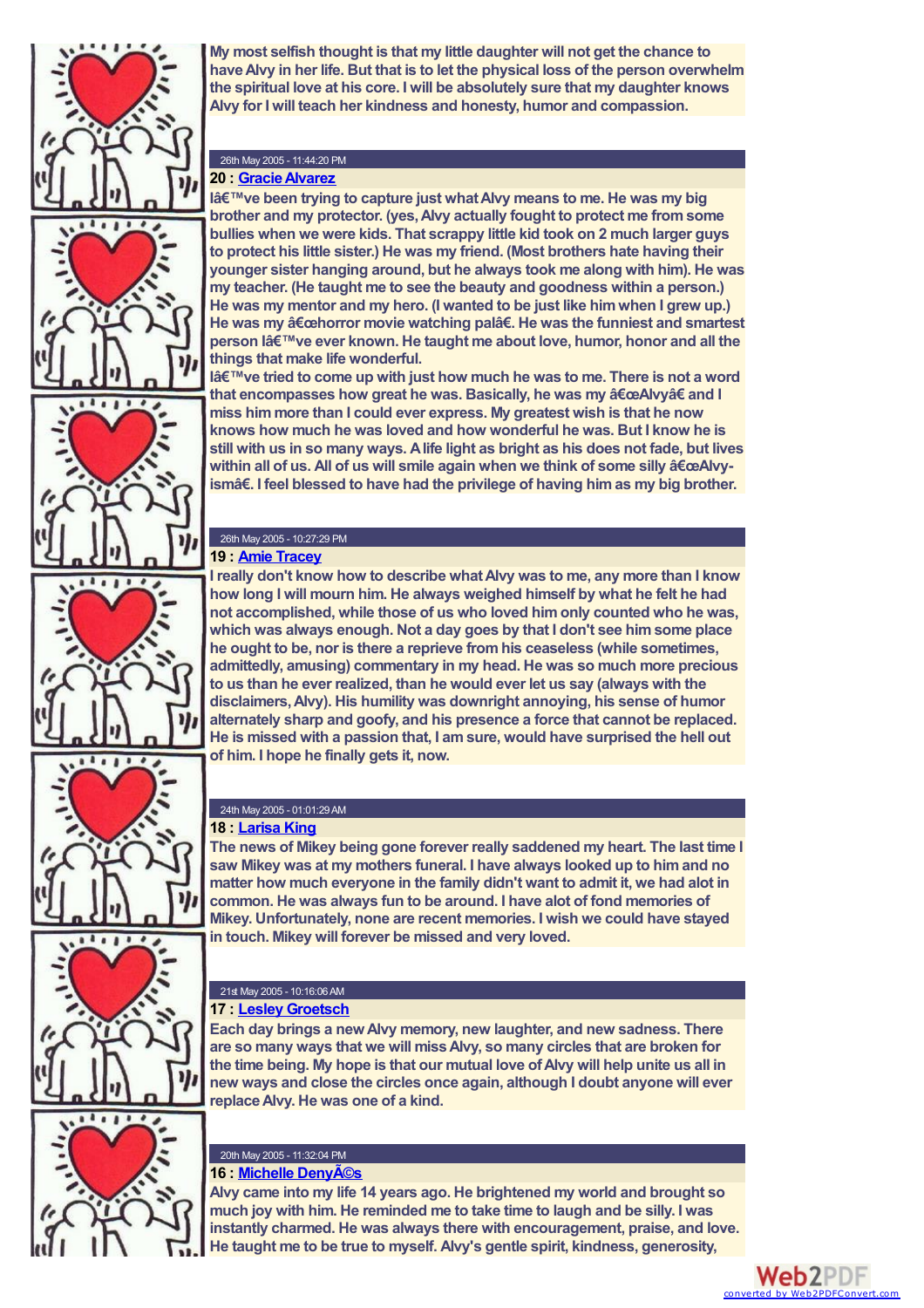My most selfish thought is that my little daughter will not get the chance to have Alvy in her life. But that is to let the physical loss of the person overwhelm the spiritual love at his core. I will be absolutely sure that my daughter knows Alvy for I will teach her kindness and honesty, humor and compassion.

26th May 2005 - 11:44:20 PM

**20 : Gracie Alvarez**

Iâ€™ve been trying to capture just what Alvy means to me. He was my big brother and my protector. (yes, Alvy actually fought to protect me from some bullies when we were kids. That scrappy little kid took on 2 much larger guys to protect his little sister.) He was my friend. (Most brothers hate having their younger sister hanging around, but he always took me along with him). He was my teacher. (He taught me to see the beauty and goodness within a person.) He was my mentor and my hero. (I wanted to be just like him when I grew up.) He was my â€œhorror movie watching palâ€. He was the funniest and smartest person Iâ€™ve ever known. He taught me about love, humor, honor and all the things that make life wonderful.
Iâ€™ve tried to come up with just how much he was to me. There is not a word that encompasses how great he was. Basically, he was my â€œAlvyâ€ and I miss him more than I could ever express. My greatest wish is that he now knows how much he was loved and how wonderful he was. But I know he is still with us in so many ways. A life light as bright as his does not fade, but lives within all of us. All of us will smile again when we think of some silly â€œAlvy-ismâ€. I feel blessed to have had the privilege of having him as my big brother.

26th May 2005 - 10:27:29 PM

**19 : Amie Tracey**

I really don't know how to describe what Alvy was to me, any more than I know how long I will mourn him. He always weighed himself by what he felt he had not accomplished, while those of us who loved him only counted who he was, which was always enough. Not a day goes by that I don't see him some place he ought to be, nor is there a reprieve from his ceaseless (while sometimes, admittedly, amusing) commentary in my head. He was so much more precious to us than he ever realized, than he would ever let us say (always with the disclaimers, Alvy). His humility was downright annoying, his sense of humor alternately sharp and goofy, and his presence a force that cannot be replaced. He is missed with a passion that, I am sure, would have surprised the hell out of him. I hope he finally gets it, now.

24th May 2005 - 01:01:29 AM

**18 : Larisa King**

The news of Mikey being gone forever really saddened my heart. The last time I saw Mikey was at my mothers funeral. I have always looked up to him and no matter how much everyone in the family didn't want to admit it, we had alot in common. He was always fun to be around. I have alot of fond memories of Mikey. Unfortunately, none are recent memories. I wish we could have stayed in touch. Mikey will forever be missed and very loved.

21st May 2005 - 10:16:06 AM

**17 : Lesley Groetsch**

Each day brings a new Alvy memory, new laughter, and new sadness. There are so many ways that we will miss Alvy, so many circles that are broken for the time being. My hope is that our mutual love of Alvy will help unite us all in new ways and close the circles once again, although I doubt anyone will ever replace Alvy. He was one of a kind.

20th May 2005 - 11:32:04 PM

**16 : Michelle DenyÃ©s**

Alvy came into my life 14 years ago. He brightened my world and brought so much joy with him. He reminded me to take time to laugh and be silly. I was instantly charmed. He was always there with encouragement, praise, and love. He taught me to be true to myself. Alvy's gentle spirit, kindness, generosity,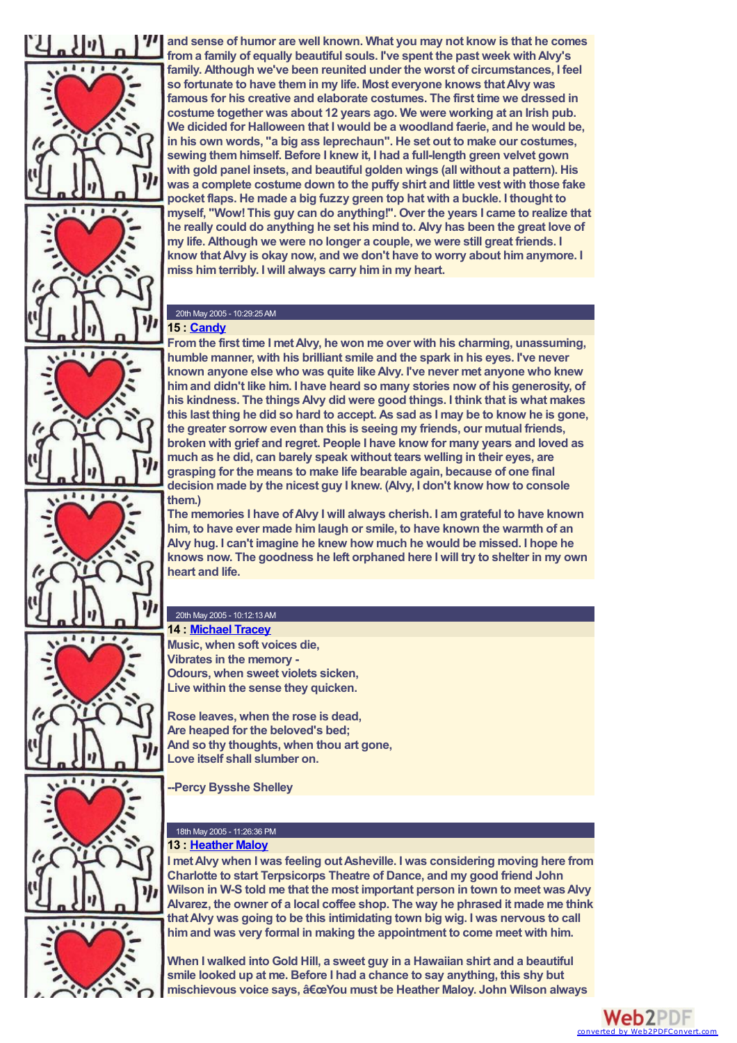and sense of humor are well known. What you may not know is that he comes from a family of equally beautiful souls. I've spent the past week with Alvy's family. Although we've been reunited under the worst of circumstances, I feel so fortunate to have them in my life. Most everyone knows that Alvy was famous for his creative and elaborate costumes. The first time we dressed in costume together was about 12 years ago. We were working at an Irish pub. We dicided for Halloween that I would be a woodland faerie, and he would be, in his own words, "a big ass leprechaun". He set out to make our costumes, sewing them himself. Before I knew it, I had a full-length green velvet gown with gold panel insets, and beautiful golden wings (all without a pattern). His was a complete costume down to the puffy shirt and little vest with those fake pocket flaps. He made a big fuzzy green top hat with a buckle. I thought to myself, "Wow! This guy can do anything!". Over the years I came to realize that he really could do anything he set his mind to. Alvy has been the great love of my life. Although we were no longer a couple, we were still great friends. I know that Alvy is okay now, and we don't have to worry about him anymore. I miss him terribly. I will always carry him in my heart.

20th May 2005 - 10:29:25 AM

**15 : Candy**

From the first time I met Alvy, he won me over with his charming, unassuming, humble manner, with his brilliant smile and the spark in his eyes. I've never known anyone else who was quite like Alvy. I've never met anyone who knew him and didn't like him. I have heard so many stories now of his generosity, of his kindness. The things Alvy did were good things. I think that is what makes this last thing he did so hard to accept. As sad as I may be to know he is gone, the greater sorrow even than this is seeing my friends, our mutual friends, broken with grief and regret. People I have know for many years and loved as much as he did, can barely speak without tears welling in their eyes, are grasping for the means to make life bearable again, because of one final decision made by the nicest guy I knew. (Alvy, I don't know how to console them.)
The memories I have of Alvy I will always cherish. I am grateful to have known him, to have ever made him laugh or smile, to have known the warmth of an Alvy hug. I can't imagine he knew how much he would be missed. I hope he knows now. The goodness he left orphaned here I will try to shelter in my own heart and life.

20th May 2005 - 10:12:13 AM

**14 : Michael Tracey**

Music, when soft voices die,
Vibrates in the memory -
Odours, when sweet violets sicken,
Live within the sense they quicken.

Rose leaves, when the rose is dead,
Are heaped for the beloved's bed;
And so thy thoughts, when thou art gone,
Love itself shall slumber on.

--Percy Bysshe Shelley

18th May 2005 - 11:26:36 PM

**13 : Heather Maloy**

I met Alvy when I was feeling out Asheville. I was considering moving here from Charlotte to start Terpsicorps Theatre of Dance, and my good friend John Wilson in W-S told me that the most important person in town to meet was Alvy Alvarez, the owner of a local coffee shop. The way he phrased it made me think that Alvy was going to be this intimidating town big wig. I was nervous to call him and was very formal in making the appointment to come meet with him.

When I walked into Gold Hill, a sweet guy in a Hawaiian shirt and a beautiful smile looked up at me. Before I had a chance to say anything, this shy but mischievous voice says, â€œYou must be Heather Maloy. John Wilson always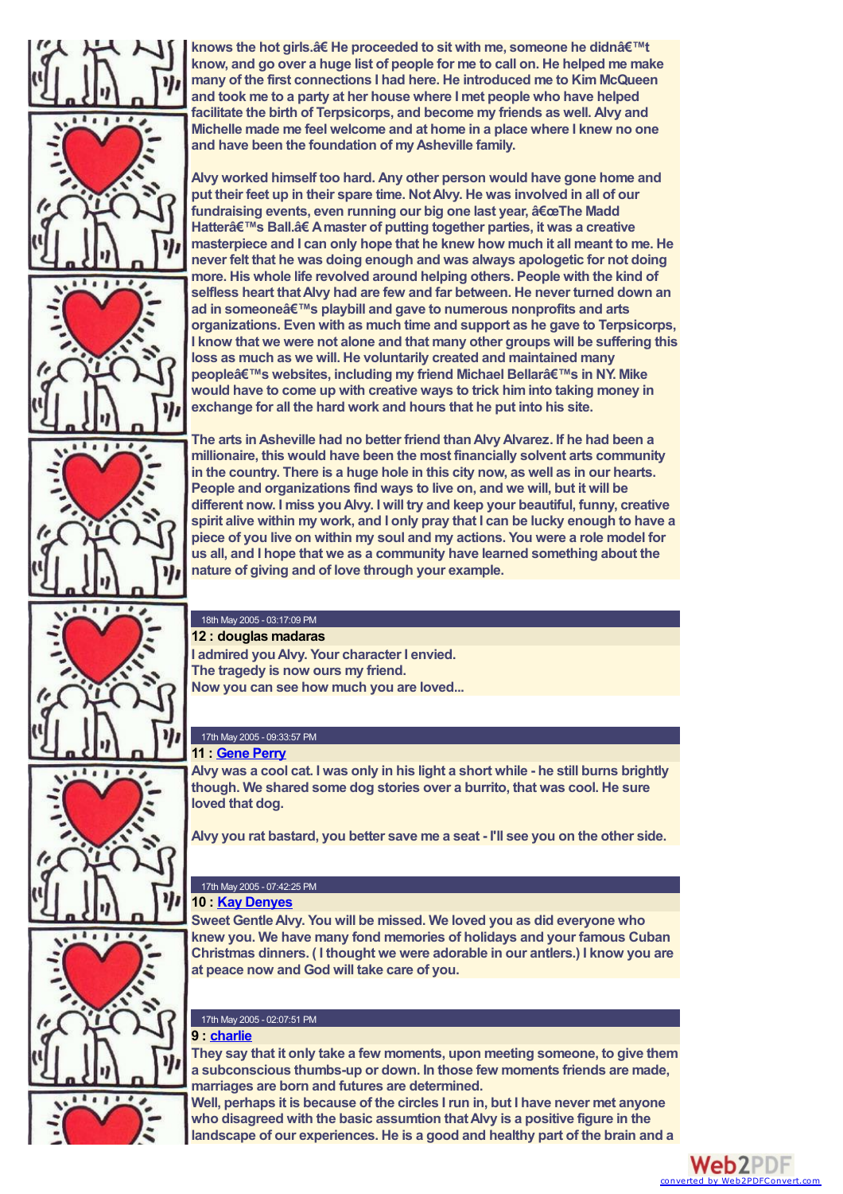knows the hot girls.â€ He proceeded to sit with me, someone he didnâ€™t know, and go over a huge list of people for me to call on. He helped me make many of the first connections I had here. He introduced me to Kim McQueen and took me to a party at her house where I met people who have helped facilitate the birth of Terpsicorps, and become my friends as well. Alvy and Michelle made me feel welcome and at home in a place where I knew no one and have been the foundation of my Asheville family.

Alvy worked himself too hard. Any other person would have gone home and put their feet up in their spare time. Not Alvy. He was involved in all of our fundraising events, even running our big one last year, â€œThe Madd Hatterâ€™s Ball.â€ A master of putting together parties, it was a creative masterpiece and I can only hope that he knew how much it all meant to me. He never felt that he was doing enough and was always apologetic for not doing more. His whole life revolved around helping others. People with the kind of selfless heart that Alvy had are few and far between. He never turned down an ad in someoneâ€™s playbill and gave to numerous nonprofits and arts organizations. Even with as much time and support as he gave to Terpsicorps, I know that we were not alone and that many other groups will be suffering this loss as much as we will. He voluntarily created and maintained many peopleâ€™s websites, including my friend Michael Bellarâ€™s in NY. Mike would have to come up with creative ways to trick him into taking money in exchange for all the hard work and hours that he put into his site.

The arts in Asheville had no better friend than Alvy Alvarez. If he had been a millionaire, this would have been the most financially solvent arts community in the country. There is a huge hole in this city now, as well as in our hearts. People and organizations find ways to live on, and we will, but it will be different now. I miss you Alvy. I will try and keep your beautiful, funny, creative spirit alive within my work, and I only pray that I can be lucky enough to have a piece of you live on within my soul and my actions. You were a role model for us all, and I hope that we as a community have learned something about the nature of giving and of love through your example.

18th May 2005 - 03:17:09 PM

**12 : douglas madaras**

I admired you Alvy. Your character I envied.
The tragedy is now ours my friend.
Now you can see how much you are loved...

17th May 2005 - 09:33:57 PM

**11 : Gene Perry**

Alvy was a cool cat. I was only in his light a short while - he still burns brightly though. We shared some dog stories over a burrito, that was cool. He sure loved that dog.

Alvy you rat bastard, you better save me a seat - I'll see you on the other side.

17th May 2005 - 07:42:25 PM

**10 : Kay Denyes**

Sweet Gentle Alvy. You will be missed. We loved you as did everyone who knew you. We have many fond memories of holidays and your famous Cuban Christmas dinners. ( I thought we were adorable in our antlers.) I know you are at peace now and God will take care of you.

17th May 2005 - 02:07:51 PM

**9 : charlie**

They say that it only take a few moments, upon meeting someone, to give them a subconscious thumbs-up or down. In those few moments friends are made, marriages are born and futures are determined.
Well, perhaps it is because of the circles I run in, but I have never met anyone who disagreed with the basic assumtion that Alvy is a positive figure in the landscape of our experiences. He is a good and healthy part of the brain and a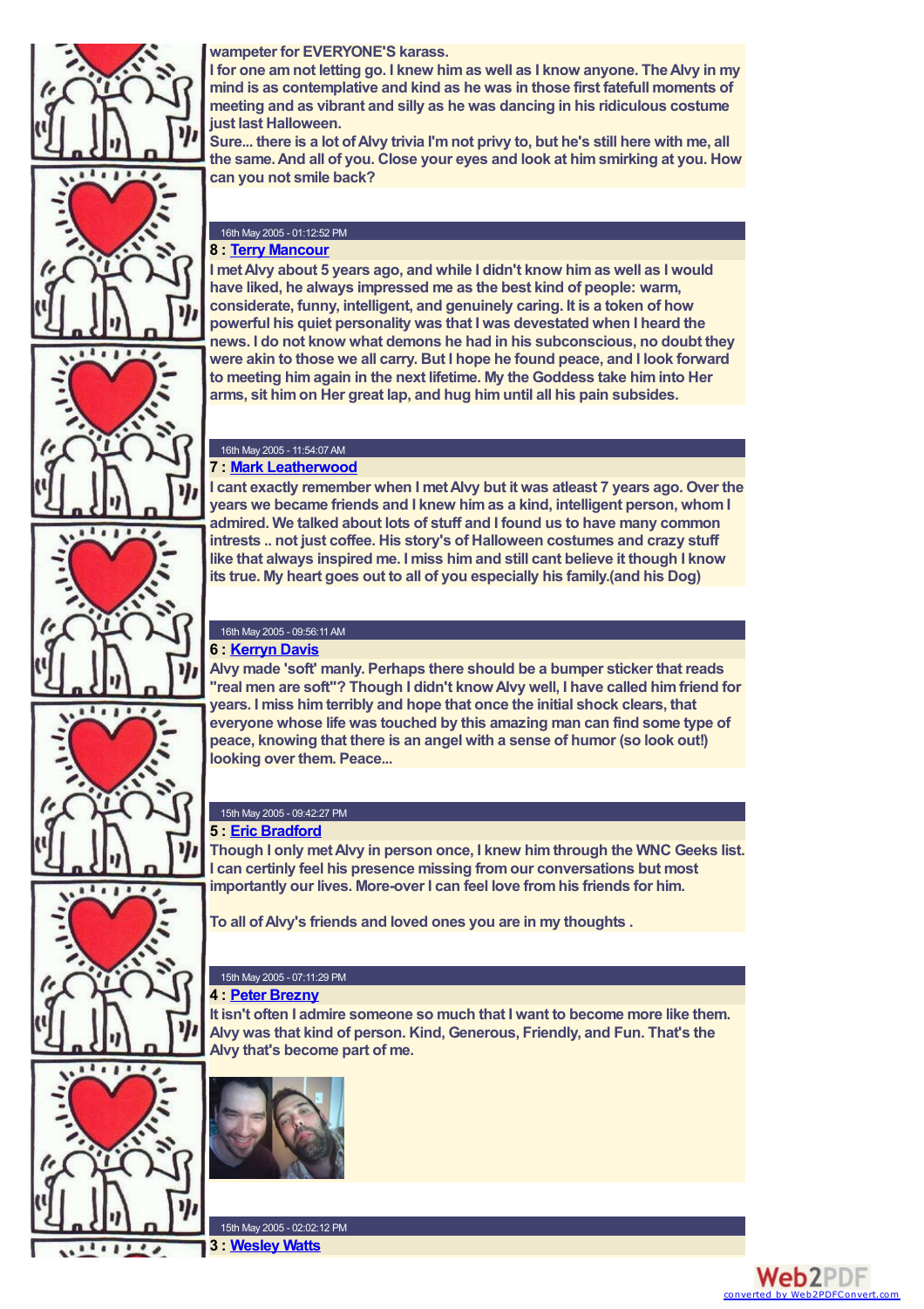wampeter for EVERYONE'S karass.
I for one am not letting go. I knew him as well as I know anyone. The Alvy in my mind is as contemplative and kind as he was in those first fatefull moments of meeting and as vibrant and silly as he was dancing in his ridiculous costume just last Halloween.
Sure... there is a lot of Alvy trivia I'm not privy to, but he's still here with me, all the same. And all of you. Close your eyes and look at him smirking at you. How can you not smile back?

16th May 2005 - 01:12:52 PM

**8 : Terry Mancour**

I met Alvy about 5 years ago, and while I didn't know him as well as I would have liked, he always impressed me as the best kind of people: warm, considerate, funny, intelligent, and genuinely caring. It is a token of how powerful his quiet personality was that I was devestated when I heard the news. I do not know what demons he had in his subconscious, no doubt they were akin to those we all carry. But I hope he found peace, and I look forward to meeting him again in the next lifetime. My the Goddess take him into Her arms, sit him on Her great lap, and hug him until all his pain subsides.

16th May 2005 - 11:54:07 AM

**7 : Mark Leatherwood**

I cant exactly remember when I met Alvy but it was atleast 7 years ago. Over the years we became friends and I knew him as a kind, intelligent person, whom I admired. We talked about lots of stuff and I found us to have many common intrests .. not just coffee. His story's of Halloween costumes and crazy stuff like that always inspired me. I miss him and still cant believe it though I know its true. My heart goes out to all of you especially his family.(and his Dog)

16th May 2005 - 09:56:11 AM

**6 : Kerryn Davis**

Alvy made 'soft' manly. Perhaps there should be a bumper sticker that reads "real men are soft"? Though I didn't know Alvy well, I have called him friend for years. I miss him terribly and hope that once the initial shock clears, that everyone whose life was touched by this amazing man can find some type of peace, knowing that there is an angel with a sense of humor (so look out!) looking over them. Peace...

15th May 2005 - 09:42:27 PM

**5 : Eric Bradford**

Though I only met Alvy in person once, I knew him through the WNC Geeks list. I can certinly feel his presence missing from our conversations but most importantly our lives. More-over I can feel love from his friends for him.

To all of Alvy's friends and loved ones you are in my thoughts .

15th May 2005 - 07:11:29 PM

**4 : Peter Brezny**

It isn't often I admire someone so much that I want to become more like them. Alvy was that kind of person. Kind, Generous, Friendly, and Fun. That's the Alvy that's become part of me.

15th May 2005 - 02:02:12 PM

**3 : Wesley Watts**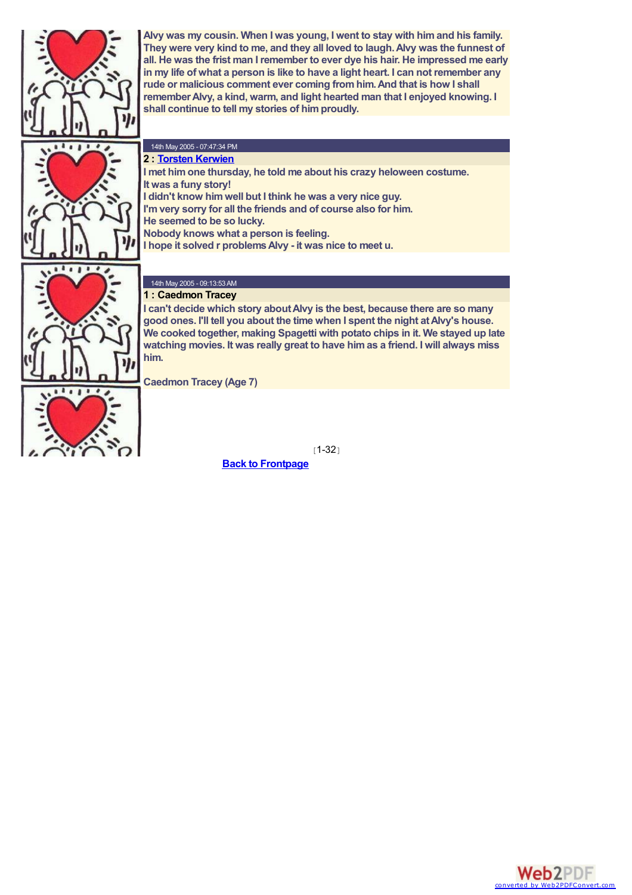Alvy was my cousin. When I was young, I went to stay with him and his family. They were very kind to me, and they all loved to laugh. Alvy was the funnest of all. He was the frist man I remember to ever dye his hair. He impressed me early in my life of what a person is like to have a light heart. I can not remember any rude or malicious comment ever coming from him. And that is how I shall remember Alvy, a kind, warm, and light hearted man that I enjoyed knowing. I shall continue to tell my stories of him proudly.

14th May 2005 - 07:47:34 PM

**2 : Torsten Kerwien**

I met him one thursday, he told me about his crazy heloween costume.
It was a funy story!
I didn't know him well but I think he was a very nice guy.
I'm very sorry for all the friends and of course also for him.
He seemed to be so lucky.
Nobody knows what a person is feeling.
I hope it solved r problems Alvy - it was nice to meet u.

14th May 2005 - 09:13:53 AM

**1 : Caedmon Tracey**

I can't decide which story about Alvy is the best, because there are so many good ones. I'll tell you about the time when I spent the night at Alvy's house. We cooked together, making Spagetti with potato chips in it. We stayed up late watching movies. It was really great to have him as a friend. I will always miss him.

Caedmon Tracey (Age 7)

[1-32]

Back to Frontpage